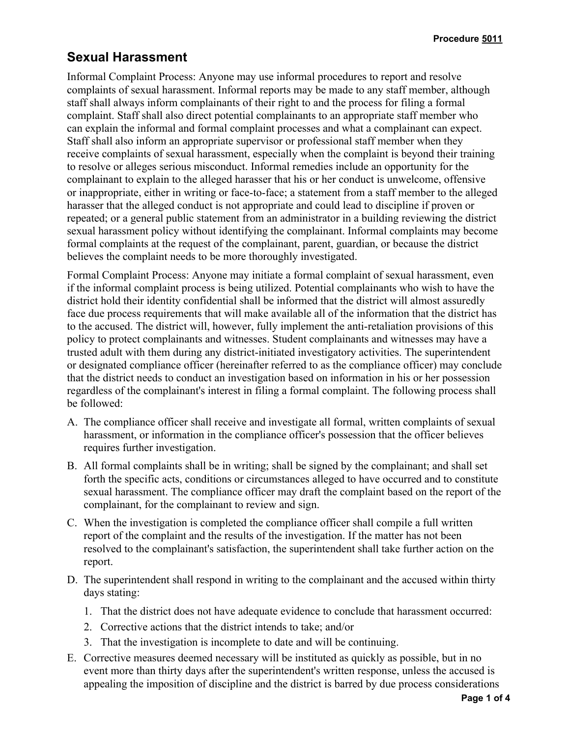Procedure 5011

# Sexual Harassment

Informal Complaint Process: Anyone may use informal procedures to report and resolve complaints of sexual harassment. Informal reports may be made to any staff member, although staff shall always inform complainants of their right to and the process for filing a formal complaint. Staff shall also direct potential complainants to an appropriate staff member who can explain the informal and formal complaint processes and what a complainant can expect. Staff shall also inform an appropriate supervisor or professional staff member when they receive complaints of sexual harassment, especially when the complaint is beyond their training to resolve or alleges serious misconduct. Informal remedies include an opportunity for the complainant to explain to the alleged harasser that his or her conduct is unwelcome, offensive or inappropriate, either in writing or face-to-face; a statement from a staff member to the alleged harasser that the alleged conduct is not appropriate and could lead to discipline if proven or repeated; or a general public statement from an administrator in a building reviewing the district sexual harassment policy without identifying the complainant. Informal complaints may become formal complaints at the request of the complainant, parent, guardian, or because the district believes the complaint needs to be more thoroughly investigated.

Formal Complaint Process: Anyone may initiate a formal complaint of sexual harassment, even if the informal complaint process is being utilized. Potential complainants who wish to have the district hold their identity confidential shall be informed that the district will almost assuredly face due process requirements that will make available all of the information that the district has to the accused. The district will, however, fully implement the anti-retaliation provisions of this policy to protect complainants and witnesses. Student complainants and witnesses may have a trusted adult with them during any district-initiated investigatory activities. The superintendent or designated compliance officer (hereinafter referred to as the compliance officer) may conclude that the district needs to conduct an investigation based on information in his or her possession regardless of the complainant's interest in filing a formal complaint. The following process shall be followed:

A. The compliance officer shall receive and investigate all formal, written complaints of sexual harassment, or information in the compliance officer's possession that the officer believes requires further investigation.

B. All formal complaints shall be in writing; shall be signed by the complainant; and shall set forth the specific acts, conditions or circumstances alleged to have occurred and to constitute sexual harassment. The compliance officer may draft the complaint based on the report of the complainant, for the complainant to review and sign.

C. When the investigation is completed the compliance officer shall compile a full written report of the complaint and the results of the investigation. If the matter has not been resolved to the complainant's satisfaction, the superintendent shall take further action on the report.

D. The superintendent shall respond in writing to the complainant and the accused within thirty days stating:

   1. That the district does not have adequate evidence to conclude that harassment occurred:
   2. Corrective actions that the district intends to take; and/or
   3. That the investigation is incomplete to date and will be continuing.

E. Corrective measures deemed necessary will be instituted as quickly as possible, but in no event more than thirty days after the superintendent's written response, unless the accused is appealing the imposition of discipline and the district is barred by due process considerations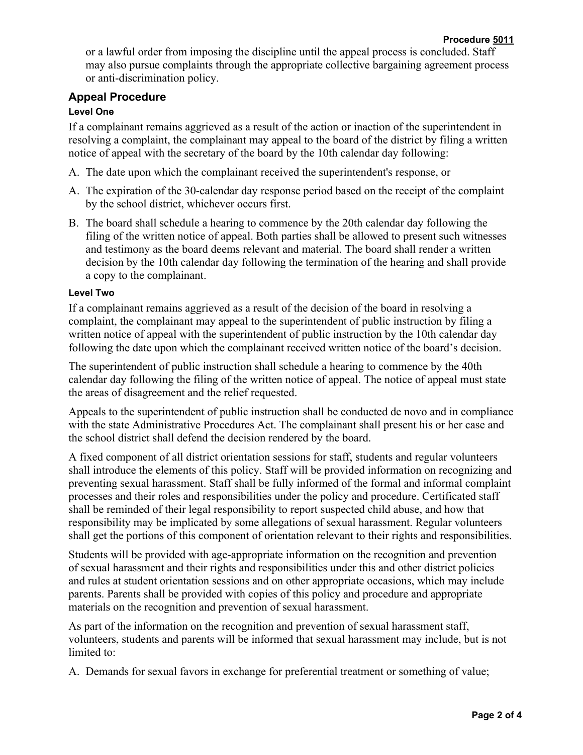or a lawful order from imposing the discipline until the appeal process is concluded. Staff may also pursue complaints through the appropriate collective bargaining agreement process or anti-discrimination policy.

## Appeal Procedure

#### Level One

If a complainant remains aggrieved as a result of the action or inaction of the superintendent in resolving a complaint, the complainant may appeal to the board of the district by filing a written notice of appeal with the secretary of the board by the 10th calendar day following:

A. The date upon which the complainant received the superintendent's response, or

A. The expiration of the 30-calendar day response period based on the receipt of the complaint by the school district, whichever occurs first.

B. The board shall schedule a hearing to commence by the 20th calendar day following the filing of the written notice of appeal. Both parties shall be allowed to present such witnesses and testimony as the board deems relevant and material. The board shall render a written decision by the 10th calendar day following the termination of the hearing and shall provide a copy to the complainant.

#### Level Two

If a complainant remains aggrieved as a result of the decision of the board in resolving a complaint, the complainant may appeal to the superintendent of public instruction by filing a written notice of appeal with the superintendent of public instruction by the 10th calendar day following the date upon which the complainant received written notice of the board's decision.

The superintendent of public instruction shall schedule a hearing to commence by the 40th calendar day following the filing of the written notice of appeal. The notice of appeal must state the areas of disagreement and the relief requested.

Appeals to the superintendent of public instruction shall be conducted de novo and in compliance with the state Administrative Procedures Act. The complainant shall present his or her case and the school district shall defend the decision rendered by the board.

A fixed component of all district orientation sessions for staff, students and regular volunteers shall introduce the elements of this policy. Staff will be provided information on recognizing and preventing sexual harassment. Staff shall be fully informed of the formal and informal complaint processes and their roles and responsibilities under the policy and procedure. Certificated staff shall be reminded of their legal responsibility to report suspected child abuse, and how that responsibility may be implicated by some allegations of sexual harassment. Regular volunteers shall get the portions of this component of orientation relevant to their rights and responsibilities.

Students will be provided with age-appropriate information on the recognition and prevention of sexual harassment and their rights and responsibilities under this and other district policies and rules at student orientation sessions and on other appropriate occasions, which may include parents. Parents shall be provided with copies of this policy and procedure and appropriate materials on the recognition and prevention of sexual harassment.

As part of the information on the recognition and prevention of sexual harassment staff, volunteers, students and parents will be informed that sexual harassment may include, but is not limited to:

A. Demands for sexual favors in exchange for preferential treatment or something of value;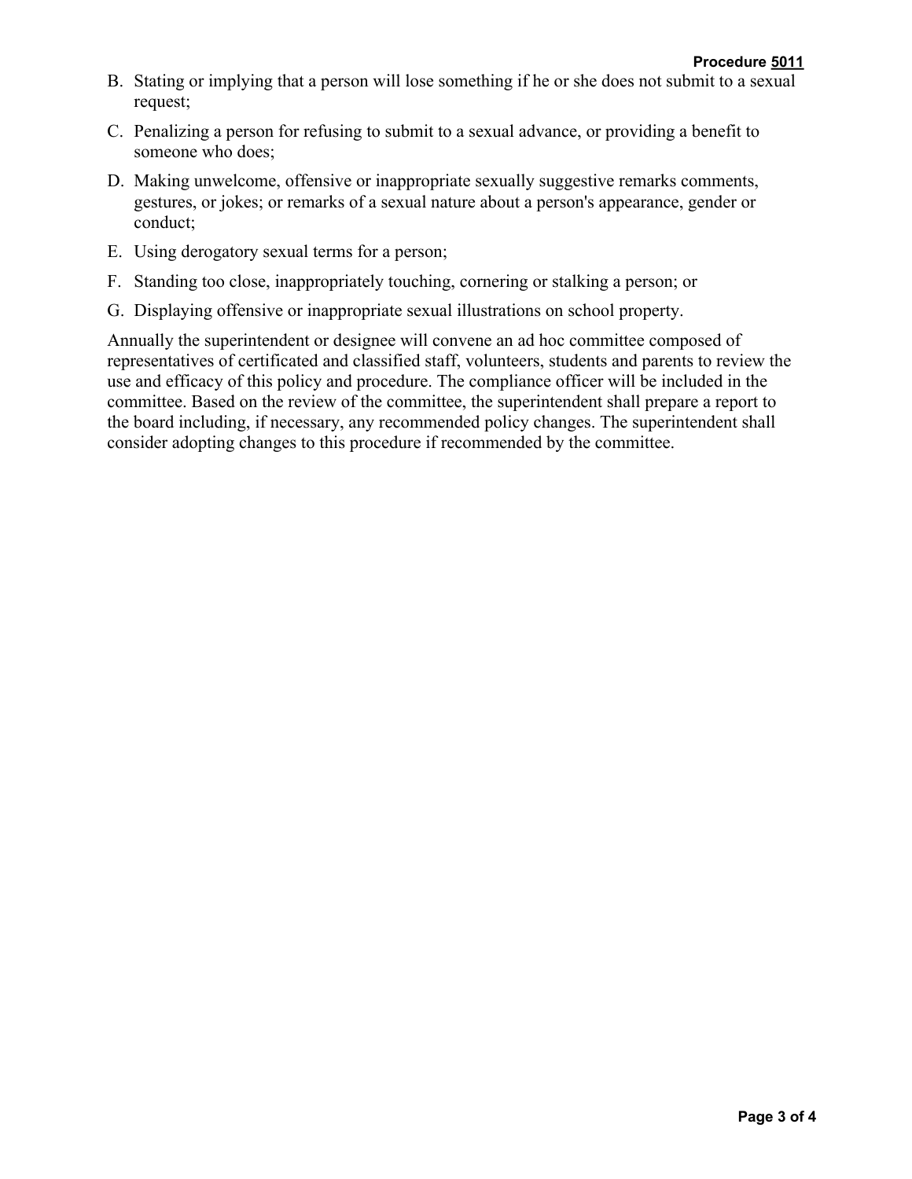B. Stating or implying that a person will lose something if he or she does not submit to a sexual request;

C. Penalizing a person for refusing to submit to a sexual advance, or providing a benefit to someone who does;

D. Making unwelcome, offensive or inappropriate sexually suggestive remarks comments, gestures, or jokes; or remarks of a sexual nature about a person's appearance, gender or conduct;

E. Using derogatory sexual terms for a person;

F. Standing too close, inappropriately touching, cornering or stalking a person; or

G. Displaying offensive or inappropriate sexual illustrations on school property.

Annually the superintendent or designee will convene an ad hoc committee composed of representatives of certificated and classified staff, volunteers, students and parents to review the use and efficacy of this policy and procedure. The compliance officer will be included in the committee. Based on the review of the committee, the superintendent shall prepare a report to the board including, if necessary, any recommended policy changes. The superintendent shall consider adopting changes to this procedure if recommended by the committee.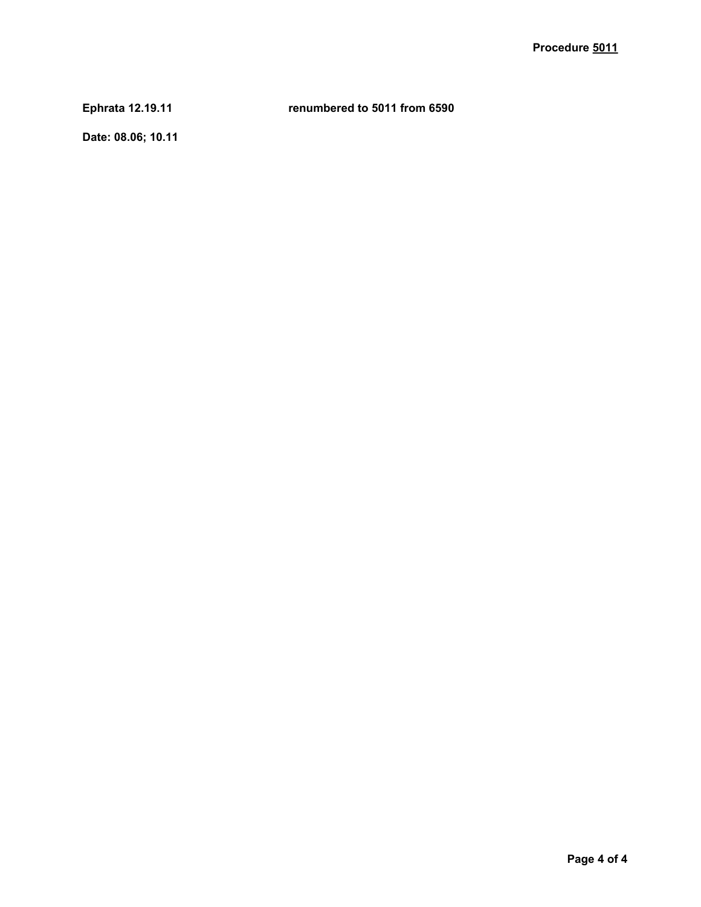**Ephrata 12.19.11** **renumbered to 5011 from 6590**

**Date: 08.06; 10.11**